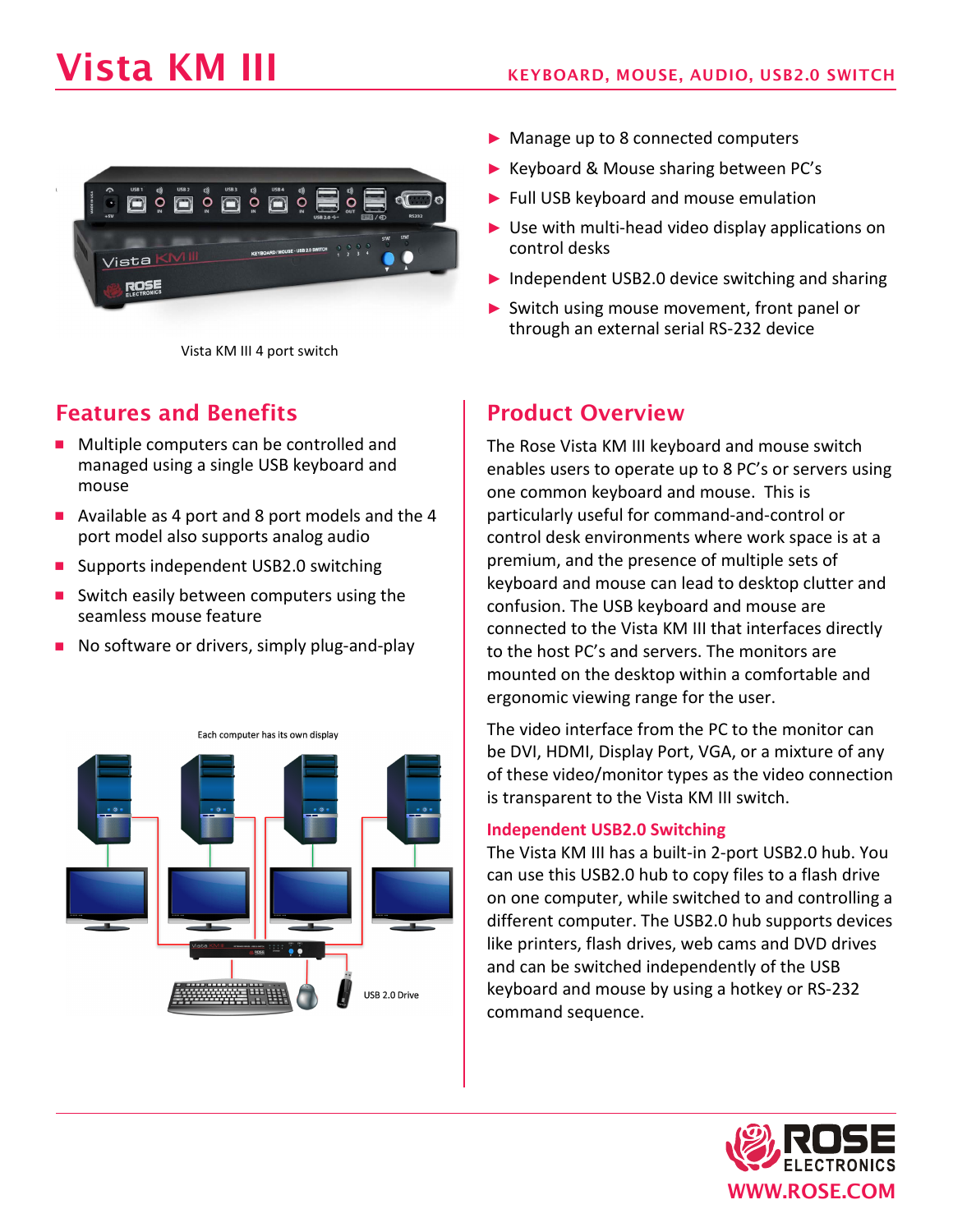# Vista KM III

KEYBOARD, MOUSE, AUDIO, USB2.0 SWITCH

Vista KM III 4 port switch

- Manage up to 8 connected computers
- Keyboard & Mouse sharing between PC's
- Full USB keyboard and mouse emulation
- Use with multi-head video display applications on control desks
- Independent USB2.0 device switching and sharing
- Switch using mouse movement, front panel or through an external serial RS-232 device

## Features and Benefits

- Multiple computers can be controlled and managed using a single USB keyboard and mouse
- Available as 4 port and 8 port models and the 4 port model also supports analog audio
- Supports independent USB2.0 switching
- Switch easily between computers using the seamless mouse feature
- No software or drivers, simply plug-and-play

Each computer has its own display

USB 2.0 Drive

## Product Overview

The Rose Vista KM III keyboard and mouse switch enables users to operate up to 8 PC's or servers using one common keyboard and mouse. This is particularly useful for command-and-control or control desk environments where work space is at a premium, and the presence of multiple sets of keyboard and mouse can lead to desktop clutter and confusion. The USB keyboard and mouse are connected to the Vista KM III that interfaces directly to the host PC's and servers. The monitors are mounted on the desktop within a comfortable and ergonomic viewing range for the user.

The video interface from the PC to the monitor can be DVI, HDMI, Display Port, VGA, or a mixture of any of these video/monitor types as the video connection is transparent to the Vista KM III switch.

### Independent USB2.0 Switching

The Vista KM III has a built-in 2-port USB2.0 hub. You can use this USB2.0 hub to copy files to a flash drive on one computer, while switched to and controlling a different computer. The USB2.0 hub supports devices like printers, flash drives, web cams and DVD drives and can be switched independently of the USB keyboard and mouse by using a hotkey or RS-232 command sequence.

ROSE ELECTRONICS
WWW.ROSE.COM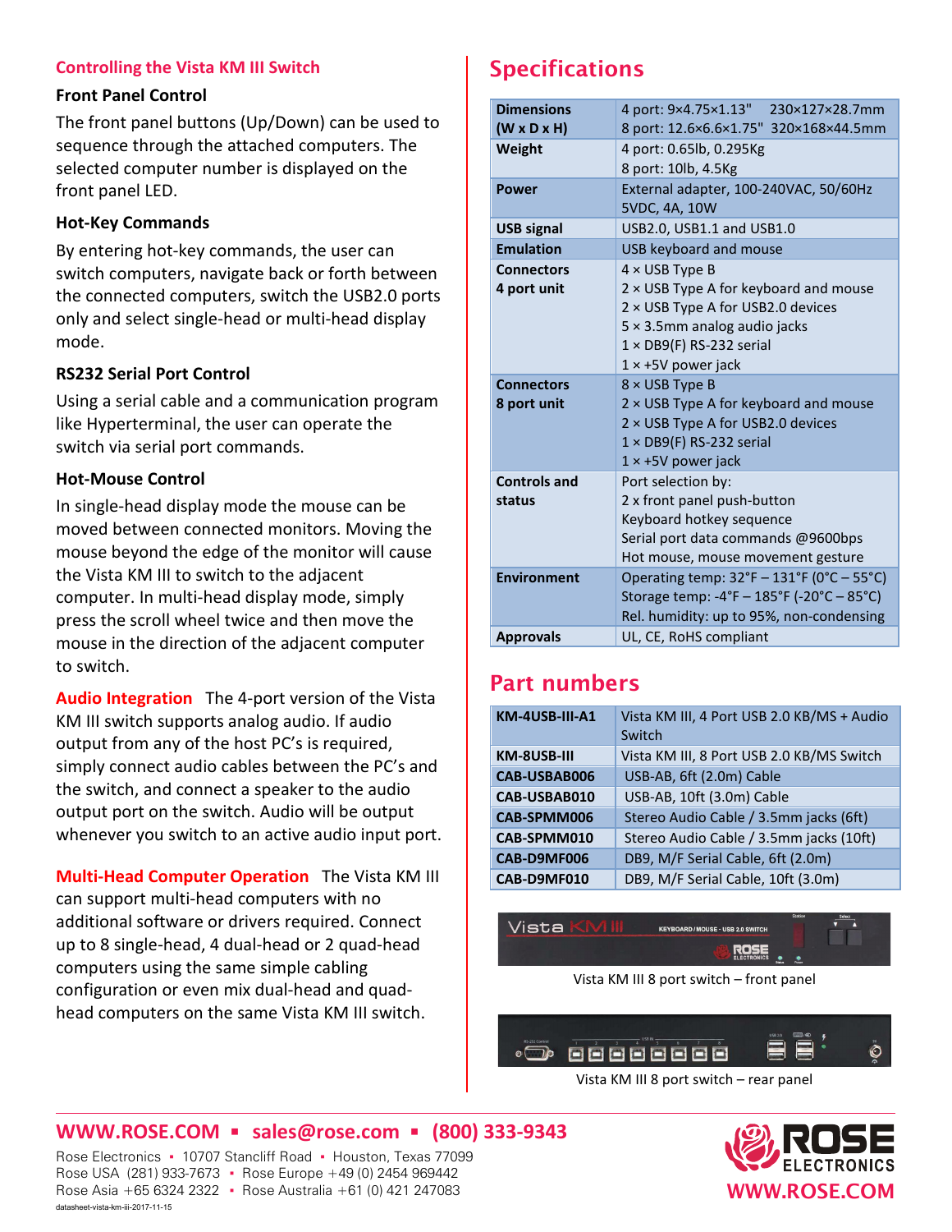## Controlling the Vista KM III Switch

### Front Panel Control

The front panel buttons (Up/Down) can be used to sequence through the attached computers. The selected computer number is displayed on the front panel LED.

### Hot-Key Commands

By entering hot-key commands, the user can switch computers, navigate back or forth between the connected computers, switch the USB2.0 ports only and select single-head or multi-head display mode.

### RS232 Serial Port Control

Using a serial cable and a communication program like Hyperterminal, the user can operate the switch via serial port commands.

### Hot-Mouse Control

In single-head display mode the mouse can be moved between connected monitors. Moving the mouse beyond the edge of the monitor will cause the Vista KM III to switch to the adjacent computer. In multi-head display mode, simply press the scroll wheel twice and then move the mouse in the direction of the adjacent computer to switch.

**Audio Integration** The 4-port version of the Vista KM III switch supports analog audio. If audio output from any of the host PC's is required, simply connect audio cables between the PC's and the switch, and connect a speaker to the audio output port on the switch. Audio will be output whenever you switch to an active audio input port.

**Multi-Head Computer Operation** The Vista KM III can support multi-head computers with no additional software or drivers required. Connect up to 8 single-head, 4 dual-head or 2 quad-head computers using the same simple cabling configuration or even mix dual-head and quad-head computers on the same Vista KM III switch.

## Specifications

| | |
|---|---|
| **Dimensions (W x D x H)** | 4 port: 9×4.75×1.13" 230×127×28.7mm<br>8 port: 12.6×6.6×1.75" 320×168×44.5mm |
| **Weight** | 4 port: 0.65lb, 0.295Kg<br>8 port: 10lb, 4.5Kg |
| **Power** | External adapter, 100-240VAC, 50/60Hz<br>5VDC, 4A, 10W |
| **USB signal** | USB2.0, USB1.1 and USB1.0 |
| **Emulation** | USB keyboard and mouse |
| **Connectors 4 port unit** | 4 × USB Type B<br>2 × USB Type A for keyboard and mouse<br>2 × USB Type A for USB2.0 devices<br>5 × 3.5mm analog audio jacks<br>1 × DB9(F) RS-232 serial<br>1 × +5V power jack |
| **Connectors 8 port unit** | 8 × USB Type B<br>2 × USB Type A for keyboard and mouse<br>2 × USB Type A for USB2.0 devices<br>1 × DB9(F) RS-232 serial<br>1 × +5V power jack |
| **Controls and status** | Port selection by:<br>2 x front panel push-button<br>Keyboard hotkey sequence<br>Serial port data commands @9600bps<br>Hot mouse, mouse movement gesture |
| **Environment** | Operating temp: 32°F – 131°F (0°C – 55°C)<br>Storage temp: -4°F – 185°F (-20°C – 85°C)<br>Rel. humidity: up to 95%, non-condensing |
| **Approvals** | UL, CE, RoHS compliant |

## Part numbers

| | |
|---|---|
| **KM-4USB-III-A1** | Vista KM III, 4 Port USB 2.0 KB/MS + Audio Switch |
| **KM-8USB-III** | Vista KM III, 8 Port USB 2.0 KB/MS Switch |
| **CAB-USBAB006** | USB-AB, 6ft (2.0m) Cable |
| **CAB-USBAB010** | USB-AB, 10ft (3.0m) Cable |
| **CAB-SPMM006** | Stereo Audio Cable / 3.5mm jacks (6ft) |
| **CAB-SPMM010** | Stereo Audio Cable / 3.5mm jacks (10ft) |
| **CAB-D9MF006** | DB9, M/F Serial Cable, 6ft (2.0m) |
| **CAB-D9MF010** | DB9, M/F Serial Cable, 10ft (3.0m) |

Vista KM III 8 port switch – front panel

Vista KM III 8 port switch – rear panel

**WWW.ROSE.COM ▪ sales@rose.com ▪ (800) 333-9343**

Rose Electronics ▪ 10707 Stancliff Road ▪ Houston, Texas 77099
Rose USA (281) 933-7673 ▪ Rose Europe +49 (0) 2454 969442
Rose Asia +65 6324 2322 ▪ Rose Australia +61 (0) 421 247083

datasheet-vista-km-iii-2017-11-15

ROSE ELECTRONICS
WWW.ROSE.COM